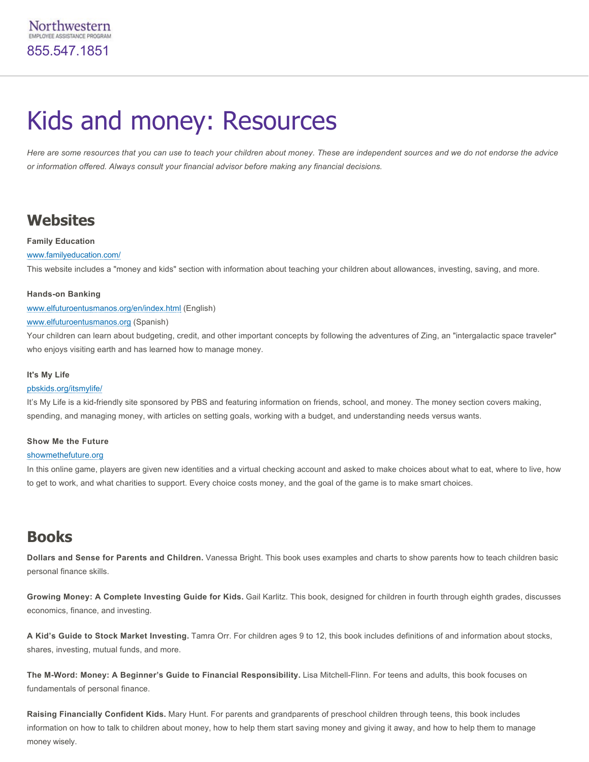Northwestern
EMPLOYEE ASSISTANCE PROGRAM
855.547.1851

# Kids and money: Resources

*Here are some resources that you can use to teach your children about money. These are independent sources and we do not endorse the advice or information offered. Always consult your financial advisor before making any financial decisions.*

## Websites

**Family Education**
www.familyeducation.com/
This website includes a "money and kids" section with information about teaching your children about allowances, investing, saving, and more.

**Hands-on Banking**
www.elfuturoentusmanos.org/en/index.html (English)
www.elfuturoentusmanos.org (Spanish)
Your children can learn about budgeting, credit, and other important concepts by following the adventures of Zing, an "intergalactic space traveler" who enjoys visiting earth and has learned how to manage money.

**It's My Life**
pbskids.org/itsmylife/
It's My Life is a kid-friendly site sponsored by PBS and featuring information on friends, school, and money. The money section covers making, spending, and managing money, with articles on setting goals, working with a budget, and understanding needs versus wants.

**Show Me the Future**
showmethefuture.org
In this online game, players are given new identities and a virtual checking account and asked to make choices about what to eat, where to live, how to get to work, and what charities to support. Every choice costs money, and the goal of the game is to make smart choices.

## Books

**Dollars and Sense for Parents and Children.** Vanessa Bright. This book uses examples and charts to show parents how to teach children basic personal finance skills.

**Growing Money: A Complete Investing Guide for Kids.** Gail Karlitz. This book, designed for children in fourth through eighth grades, discusses economics, finance, and investing.

**A Kid's Guide to Stock Market Investing.** Tamra Orr. For children ages 9 to 12, this book includes definitions of and information about stocks, shares, investing, mutual funds, and more.

**The M-Word: Money: A Beginner's Guide to Financial Responsibility.** Lisa Mitchell-Flinn. For teens and adults, this book focuses on fundamentals of personal finance.

**Raising Financially Confident Kids.** Mary Hunt. For parents and grandparents of preschool children through teens, this book includes information on how to talk to children about money, how to help them start saving money and giving it away, and how to help them to manage money wisely.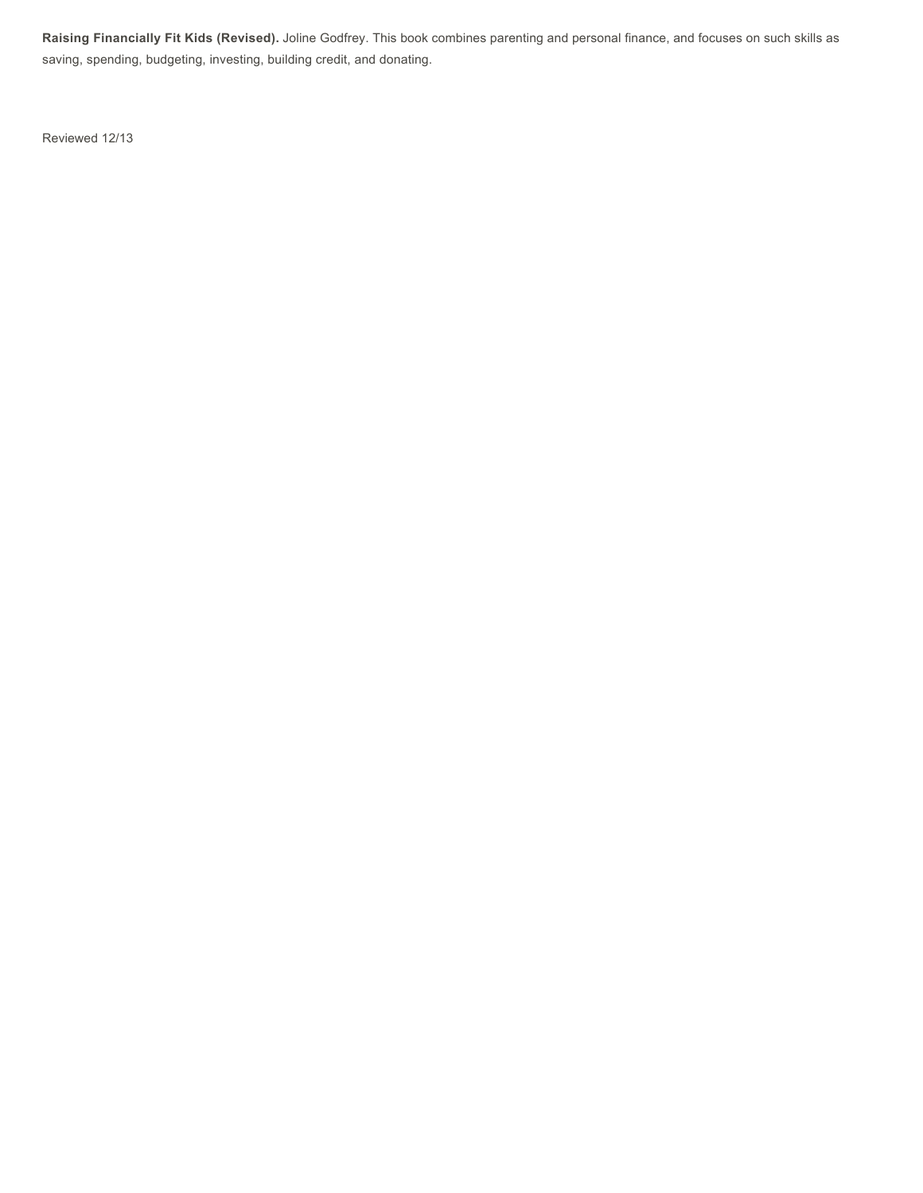**Raising Financially Fit Kids (Revised).** Joline Godfrey. This book combines parenting and personal finance, and focuses on such skills as saving, spending, budgeting, investing, building credit, and donating.

Reviewed 12/13